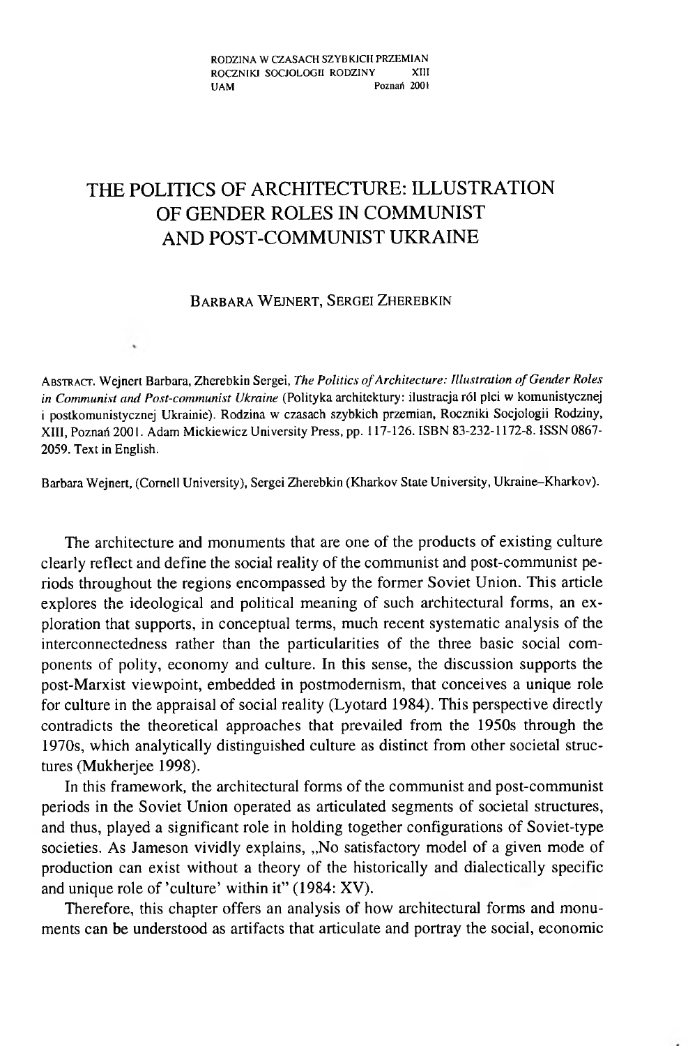# THE POLITICS OF ARCHITECTURE: ILLUSTRATION OF GENDER ROLES IN COMMUNIST AND POST-COMMUNIST UKRAINE

BARBARA WEJNERT, SERGEI ZHEREBKIN

ABSTRACT. Wejnert Barbara, Zherebkin Sergei, *The Politics of Architecture: Illustration of Gender Roles in Communist and Post-communist Ukraine* (Polityka architektury: ilustracja ról płci w komunistycznej i postkomunistycznej Ukrainie). Rodzina w czasach szybkich przemian, Roczniki Socjologii Rodziny, XIII, Poznań 2001. Adam Mickiewicz University Press, pp. 117-126. ISBN 83-232-1172-8. ISSN 0867-2059. Text in English.

Barbara Wejnert, (Cornell University), Sergei Zherebkin (Kharkov State University, Ukraine–Kharkov).

The architecture and monuments that are one of the products of existing culture clearly reflect and define the social reality of the communist and post-communist periods throughout the regions encompassed by the former Soviet Union. This article explores the ideological and political meaning of such architectural forms, an exploration that supports, in conceptual terms, much recent systematic analysis of the interconnectedness rather than the particularities of the three basic social components of polity, economy and culture. In this sense, the discussion supports the post-Marxist viewpoint, embedded in postmodernism, that conceives a unique role for culture in the appraisal of social reality (Lyotard 1984). This perspective directly contradicts the theoretical approaches that prevailed from the 1950s through the 1970s, which analytically distinguished culture as distinct from other societal structures (Mukherjee 1998).

In this framework, the architectural forms of the communist and post-communist periods in the Soviet Union operated as articulated segments of societal structures, and thus, played a significant role in holding together configurations of Soviet-type societies. As Jameson vividly explains, „No satisfactory model of a given mode of production can exist without a theory of the historically and dialectically specific and unique role of 'culture' within it" (1984: XV).

Therefore, this chapter offers an analysis of how architectural forms and monuments can be understood as artifacts that articulate and portray the social, economic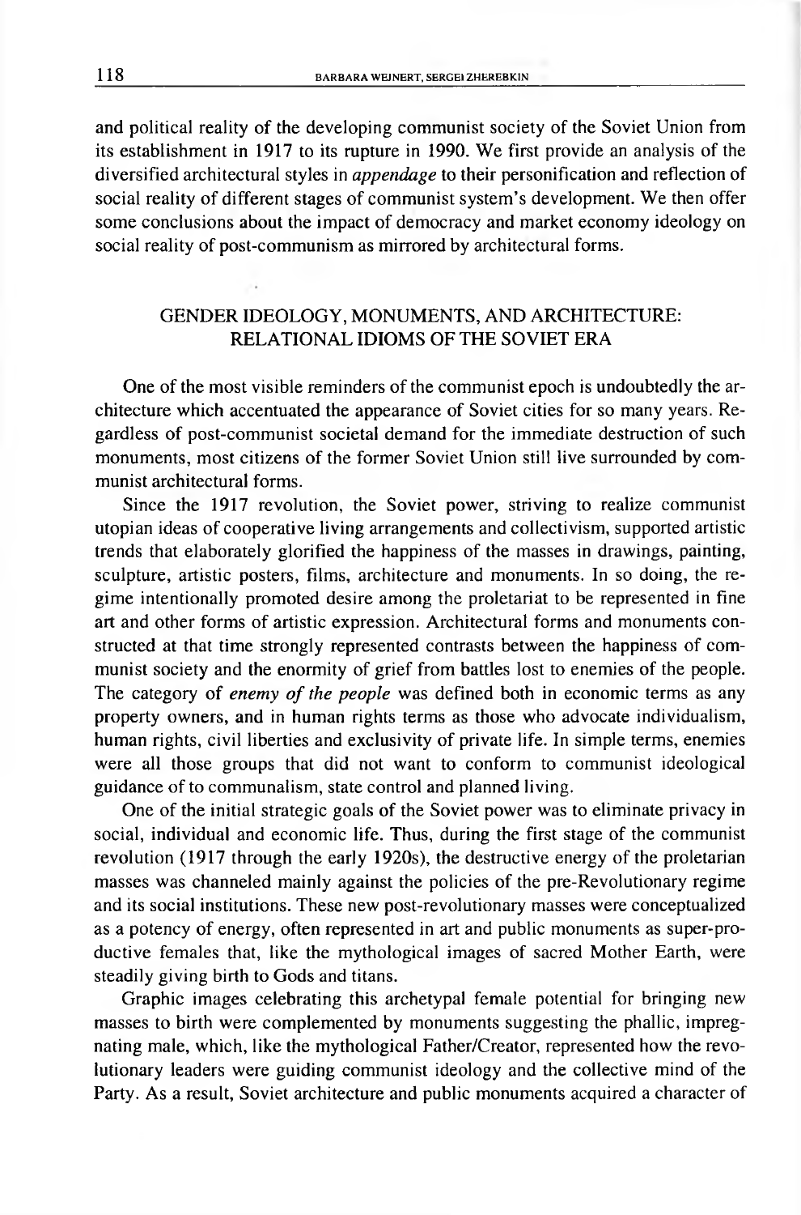and political reality of the developing communist society of the Soviet Union from its establishment in 1917 to its rupture in 1990. We first provide an analysis of the diversified architectural styles in *appendage* to their personification and reflection of social reality of different stages of communist system's development. We then offer some conclusions about the impact of democracy and market economy ideology on social reality of post-communism as mirrored by architectural forms.

## GENDER IDEOLOGY, MONUMENTS, AND ARCHITECTURE: RELATIONAL IDIOMS OF THE SOVIET ERA

One of the most visible reminders of the communist epoch is undoubtedly the architecture which accentuated the appearance of Soviet cities for so many years. Regardless of post-communist societal demand for the immediate destruction of such monuments, most citizens of the former Soviet Union still live surrounded by communist architectural forms.

Since the 1917 revolution, the Soviet power, striving to realize communist utopian ideas of cooperative living arrangements and collectivism, supported artistic trends that elaborately glorified the happiness of the masses in drawings, painting, sculpture, artistic posters, films, architecture and monuments. In so doing, the regime intentionally promoted desire among the proletariat to be represented in fine art and other forms of artistic expression. Architectural forms and monuments constructed at that time strongly represented contrasts between the happiness of communist society and the enormity of grief from battles lost to enemies of the people. The category of *enemy of the people* was defined both in economic terms as any property owners, and in human rights terms as those who advocate individualism, human rights, civil liberties and exclusivity of private life. In simple terms, enemies were all those groups that did not want to conform to communist ideological guidance of to communalism, state control and planned living.

One of the initial strategic goals of the Soviet power was to eliminate privacy in social, individual and economic life. Thus, during the first stage of the communist revolution (1917 through the early 1920s), the destructive energy of the proletarian masses was channeled mainly against the policies of the pre-Revolutionary regime and its social institutions. These new post-revolutionary masses were conceptualized as a potency of energy, often represented in art and public monuments as super-productive females that, like the mythological images of sacred Mother Earth, were steadily giving birth to Gods and titans.

Graphic images celebrating this archetypal female potential for bringing new masses to birth were complemented by monuments suggesting the phallic, impregnating male, which, like the mythological Father/Creator, represented how the revolutionary leaders were guiding communist ideology and the collective mind of the Party. As a result, Soviet architecture and public monuments acquired a character of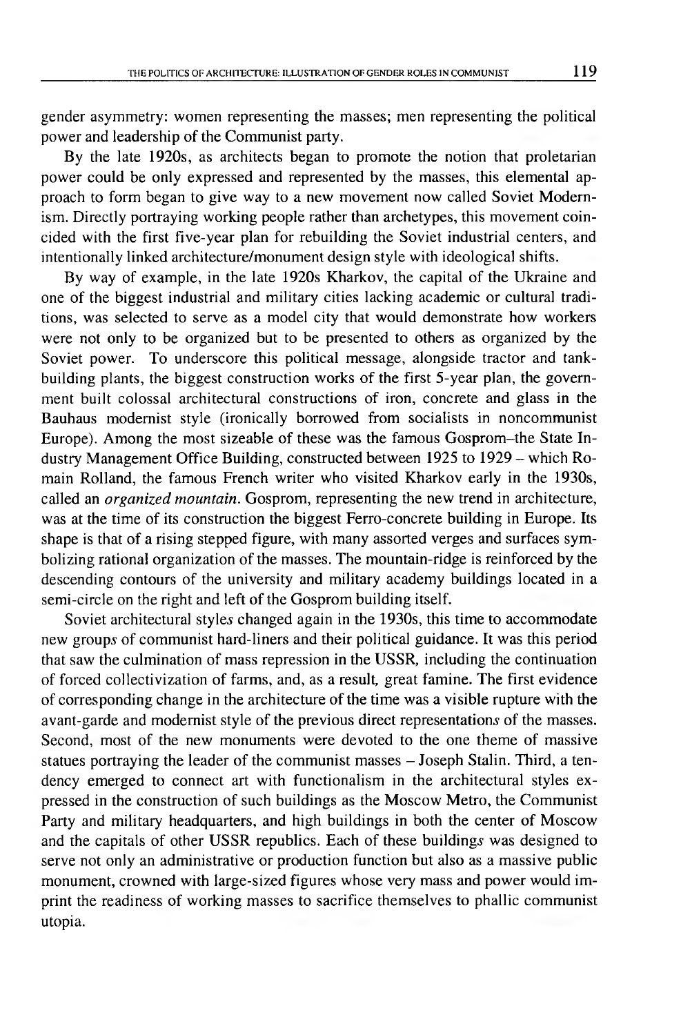gender asymmetry: women representing the masses; men representing the political power and leadership of the Communist party.

By the late 1920s, as architects began to promote the notion that proletarian power could be only expressed and represented by the masses, this elemental approach to form began to give way to a new movement now called Soviet Modernism. Directly portraying working people rather than archetypes, this movement coincided with the first five-year plan for rebuilding the Soviet industrial centers, and intentionally linked architecture/monument design style with ideological shifts.

By way of example, in the late 1920s Kharkov, the capital of the Ukraine and one of the biggest industrial and military cities lacking academic or cultural traditions, was selected to serve as a model city that would demonstrate how workers were not only to be organized but to be presented to others as organized by the Soviet power. To underscore this political message, alongside tractor and tank-building plants, the biggest construction works of the first 5-year plan, the government built colossal architectural constructions of iron, concrete and glass in the Bauhaus modernist style (ironically borrowed from socialists in noncommunist Europe). Among the most sizeable of these was the famous Gosprom–the State Industry Management Office Building, constructed between 1925 to 1929 – which Romain Rolland, the famous French writer who visited Kharkov early in the 1930s, called an *organized mountain*. Gosprom, representing the new trend in architecture, was at the time of its construction the biggest Ferro-concrete building in Europe. Its shape is that of a rising stepped figure, with many assorted verges and surfaces symbolizing rational organization of the masses. The mountain-ridge is reinforced by the descending contours of the university and military academy buildings located in a semi-circle on the right and left of the Gosprom building itself.

Soviet architectural styles changed again in the 1930s, this time to accommodate new groups of communist hard-liners and their political guidance. It was this period that saw the culmination of mass repression in the USSR, including the continuation of forced collectivization of farms, and, as a result, great famine. The first evidence of corresponding change in the architecture of the time was a visible rupture with the avant-garde and modernist style of the previous direct representations of the masses. Second, most of the new monuments were devoted to the one theme of massive statues portraying the leader of the communist masses – Joseph Stalin. Third, a tendency emerged to connect art with functionalism in the architectural styles expressed in the construction of such buildings as the Moscow Metro, the Communist Party and military headquarters, and high buildings in both the center of Moscow and the capitals of other USSR republics. Each of these buildings was designed to serve not only an administrative or production function but also as a massive public monument, crowned with large-sized figures whose very mass and power would imprint the readiness of working masses to sacrifice themselves to phallic communist utopia.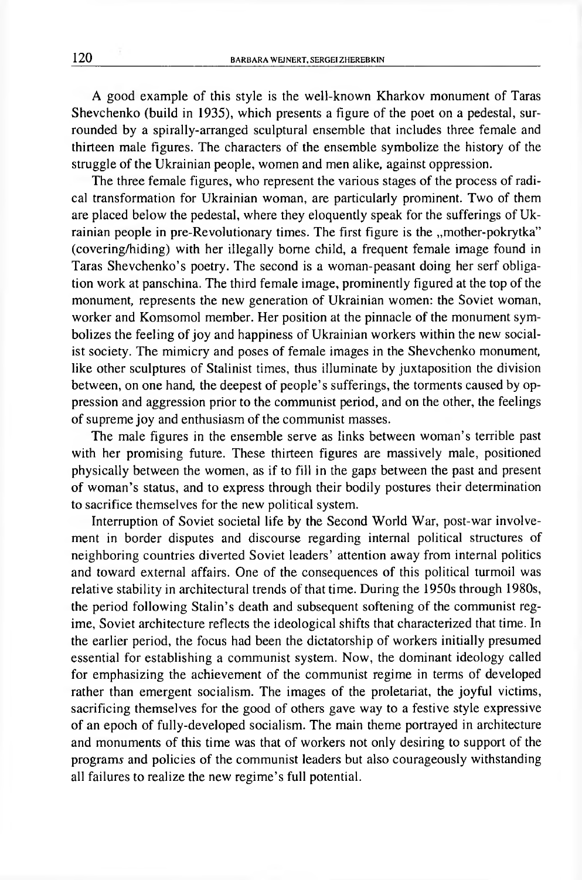A good example of this style is the well-known Kharkov monument of Taras Shevchenko (build in 1935), which presents a figure of the poet on a pedestal, surrounded by a spirally-arranged sculptural ensemble that includes three female and thirteen male figures. The characters of the ensemble symbolize the history of the struggle of the Ukrainian people, women and men alike, against oppression.

The three female figures, who represent the various stages of the process of radical transformation for Ukrainian woman, are particularly prominent. Two of them are placed below the pedestal, where they eloquently speak for the sufferings of Ukrainian people in pre-Revolutionary times. The first figure is the „mother-pokrytka" (covering/hiding) with her illegally borne child, a frequent female image found in Taras Shevchenko's poetry. The second is a woman-peasant doing her serf obligation work at panschina. The third female image, prominently figured at the top of the monument, represents the new generation of Ukrainian women: the Soviet woman, worker and Komsomol member. Her position at the pinnacle of the monument symbolizes the feeling of joy and happiness of Ukrainian workers within the new socialist society. The mimicry and poses of female images in the Shevchenko monument, like other sculptures of Stalinist times, thus illuminate by juxtaposition the division between, on one hand, the deepest of people's sufferings, the torments caused by oppression and aggression prior to the communist period, and on the other, the feelings of supreme joy and enthusiasm of the communist masses.

The male figures in the ensemble serve as links between woman's terrible past with her promising future. These thirteen figures are massively male, positioned physically between the women, as if to fill in the gaps between the past and present of woman's status, and to express through their bodily postures their determination to sacrifice themselves for the new political system.

Interruption of Soviet societal life by the Second World War, post-war involvement in border disputes and discourse regarding internal political structures of neighboring countries diverted Soviet leaders' attention away from internal politics and toward external affairs. One of the consequences of this political turmoil was relative stability in architectural trends of that time. During the 1950s through 1980s, the period following Stalin's death and subsequent softening of the communist regime, Soviet architecture reflects the ideological shifts that characterized that time. In the earlier period, the focus had been the dictatorship of workers initially presumed essential for establishing a communist system. Now, the dominant ideology called for emphasizing the achievement of the communist regime in terms of developed rather than emergent socialism. The images of the proletariat, the joyful victims, sacrificing themselves for the good of others gave way to a festive style expressive of an epoch of fully-developed socialism. The main theme portrayed in architecture and monuments of this time was that of workers not only desiring to support of the programs and policies of the communist leaders but also courageously withstanding all failures to realize the new regime's full potential.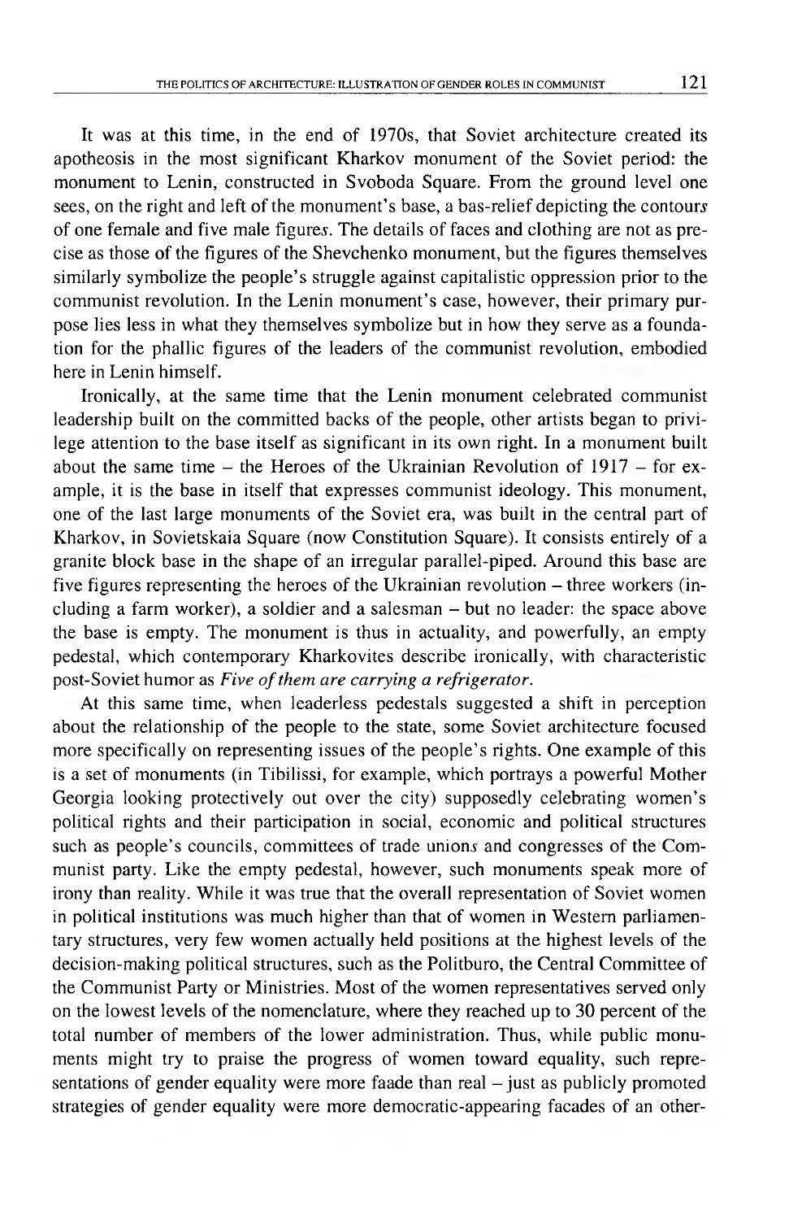It was at this time, in the end of 1970s, that Soviet architecture created its apotheosis in the most significant Kharkov monument of the Soviet period: the monument to Lenin, constructed in Svoboda Square. From the ground level one sees, on the right and left of the monument's base, a bas-relief depicting the contours of one female and five male figures. The details of faces and clothing are not as precise as those of the figures of the Shevchenko monument, but the figures themselves similarly symbolize the people's struggle against capitalistic oppression prior to the communist revolution. In the Lenin monument's case, however, their primary purpose lies less in what they themselves symbolize but in how they serve as a foundation for the phallic figures of the leaders of the communist revolution, embodied here in Lenin himself.

Ironically, at the same time that the Lenin monument celebrated communist leadership built on the committed backs of the people, other artists began to privilege attention to the base itself as significant in its own right. In a monument built about the same time – the Heroes of the Ukrainian Revolution of 1917 – for example, it is the base in itself that expresses communist ideology. This monument, one of the last large monuments of the Soviet era, was built in the central part of Kharkov, in Sovietskaia Square (now Constitution Square). It consists entirely of a granite block base in the shape of an irregular parallel-piped. Around this base are five figures representing the heroes of the Ukrainian revolution – three workers (including a farm worker), a soldier and a salesman – but no leader: the space above the base is empty. The monument is thus in actuality, and powerfully, an empty pedestal, which contemporary Kharkovites describe ironically, with characteristic post-Soviet humor as *Five of them are carrying a refrigerator*.

At this same time, when leaderless pedestals suggested a shift in perception about the relationship of the people to the state, some Soviet architecture focused more specifically on representing issues of the people's rights. One example of this is a set of monuments (in Tibilissi, for example, which portrays a powerful Mother Georgia looking protectively out over the city) supposedly celebrating women's political rights and their participation in social, economic and political structures such as people's councils, committees of trade unions and congresses of the Communist party. Like the empty pedestal, however, such monuments speak more of irony than reality. While it was true that the overall representation of Soviet women in political institutions was much higher than that of women in Western parliamentary structures, very few women actually held positions at the highest levels of the decision-making political structures, such as the Politburo, the Central Committee of the Communist Party or Ministries. Most of the women representatives served only on the lowest levels of the nomenclature, where they reached up to 30 percent of the total number of members of the lower administration. Thus, while public monuments might try to praise the progress of women toward equality, such representations of gender equality were more faade than real – just as publicly promoted strategies of gender equality were more democratic-appearing facades of an other-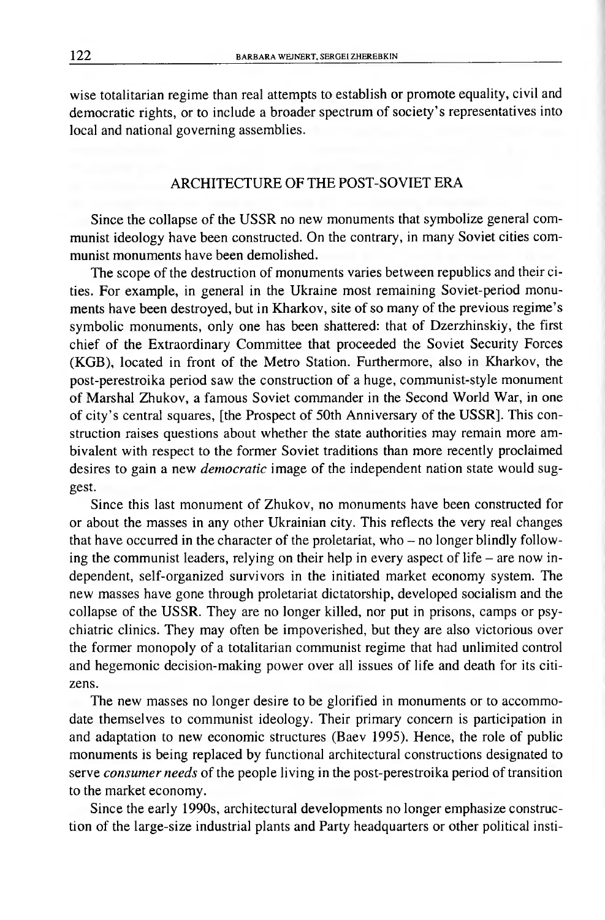wise totalitarian regime than real attempts to establish or promote equality, civil and democratic rights, or to include a broader spectrum of society's representatives into local and national governing assemblies.

## ARCHITECTURE OF THE POST-SOVIET ERA

Since the collapse of the USSR no new monuments that symbolize general communist ideology have been constructed. On the contrary, in many Soviet cities communist monuments have been demolished.

The scope of the destruction of monuments varies between republics and their cities. For example, in general in the Ukraine most remaining Soviet-period monuments have been destroyed, but in Kharkov, site of so many of the previous regime's symbolic monuments, only one has been shattered: that of Dzerzhinskiy, the first chief of the Extraordinary Committee that proceeded the Soviet Security Forces (KGB), located in front of the Metro Station. Furthermore, also in Kharkov, the post-perestroika period saw the construction of a huge, communist-style monument of Marshal Zhukov, a famous Soviet commander in the Second World War, in one of city's central squares, [the Prospect of 50th Anniversary of the USSR]. This construction raises questions about whether the state authorities may remain more ambivalent with respect to the former Soviet traditions than more recently proclaimed desires to gain a new *democratic* image of the independent nation state would suggest.

Since this last monument of Zhukov, no monuments have been constructed for or about the masses in any other Ukrainian city. This reflects the very real changes that have occurred in the character of the proletariat, who – no longer blindly following the communist leaders, relying on their help in every aspect of life – are now independent, self-organized survivors in the initiated market economy system. The new masses have gone through proletariat dictatorship, developed socialism and the collapse of the USSR. They are no longer killed, nor put in prisons, camps or psychiatric clinics. They may often be impoverished, but they are also victorious over the former monopoly of a totalitarian communist regime that had unlimited control and hegemonic decision-making power over all issues of life and death for its citizens.

The new masses no longer desire to be glorified in monuments or to accommodate themselves to communist ideology. Their primary concern is participation in and adaptation to new economic structures (Baev 1995). Hence, the role of public monuments is being replaced by functional architectural constructions designated to serve *consumer needs* of the people living in the post-perestroika period of transition to the market economy.

Since the early 1990s, architectural developments no longer emphasize construction of the large-size industrial plants and Party headquarters or other political insti-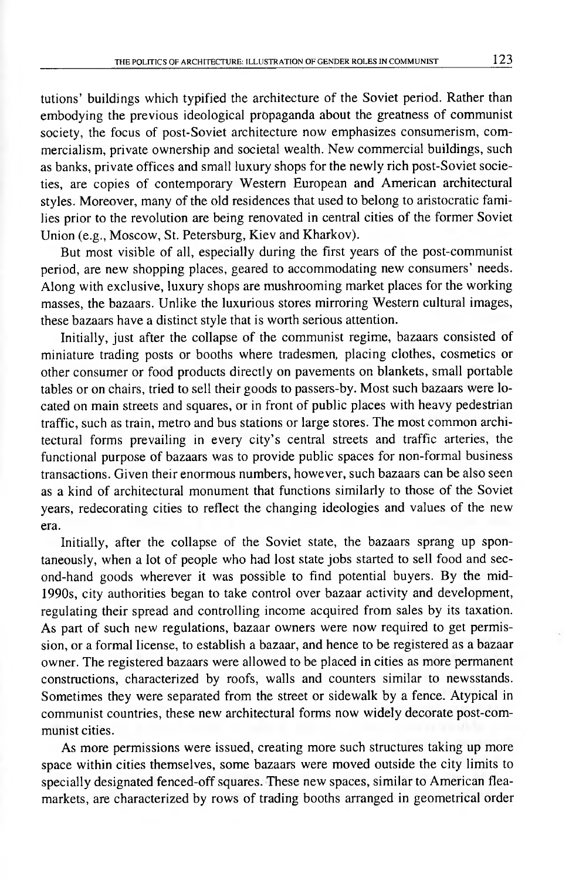tutions' buildings which typified the architecture of the Soviet period. Rather than embodying the previous ideological propaganda about the greatness of communist society, the focus of post-Soviet architecture now emphasizes consumerism, commercialism, private ownership and societal wealth. New commercial buildings, such as banks, private offices and small luxury shops for the newly rich post-Soviet societies, are copies of contemporary Western European and American architectural styles. Moreover, many of the old residences that used to belong to aristocratic families prior to the revolution are being renovated in central cities of the former Soviet Union (e.g., Moscow, St. Petersburg, Kiev and Kharkov).

But most visible of all, especially during the first years of the post-communist period, are new shopping places, geared to accommodating new consumers' needs. Along with exclusive, luxury shops are mushrooming market places for the working masses, the bazaars. Unlike the luxurious stores mirroring Western cultural images, these bazaars have a distinct style that is worth serious attention.

Initially, just after the collapse of the communist regime, bazaars consisted of miniature trading posts or booths where tradesmen, placing clothes, cosmetics or other consumer or food products directly on pavements on blankets, small portable tables or on chairs, tried to sell their goods to passers-by. Most such bazaars were located on main streets and squares, or in front of public places with heavy pedestrian traffic, such as train, metro and bus stations or large stores. The most common architectural forms prevailing in every city's central streets and traffic arteries, the functional purpose of bazaars was to provide public spaces for non-formal business transactions. Given their enormous numbers, however, such bazaars can be also seen as a kind of architectural monument that functions similarly to those of the Soviet years, redecorating cities to reflect the changing ideologies and values of the new era.

Initially, after the collapse of the Soviet state, the bazaars sprang up spontaneously, when a lot of people who had lost state jobs started to sell food and second-hand goods wherever it was possible to find potential buyers. By the mid-1990s, city authorities began to take control over bazaar activity and development, regulating their spread and controlling income acquired from sales by its taxation. As part of such new regulations, bazaar owners were now required to get permission, or a formal license, to establish a bazaar, and hence to be registered as a bazaar owner. The registered bazaars were allowed to be placed in cities as more permanent constructions, characterized by roofs, walls and counters similar to newsstands. Sometimes they were separated from the street or sidewalk by a fence. Atypical in communist countries, these new architectural forms now widely decorate post-communist cities.

As more permissions were issued, creating more such structures taking up more space within cities themselves, some bazaars were moved outside the city limits to specially designated fenced-off squares. These new spaces, similar to American flea-markets, are characterized by rows of trading booths arranged in geometrical order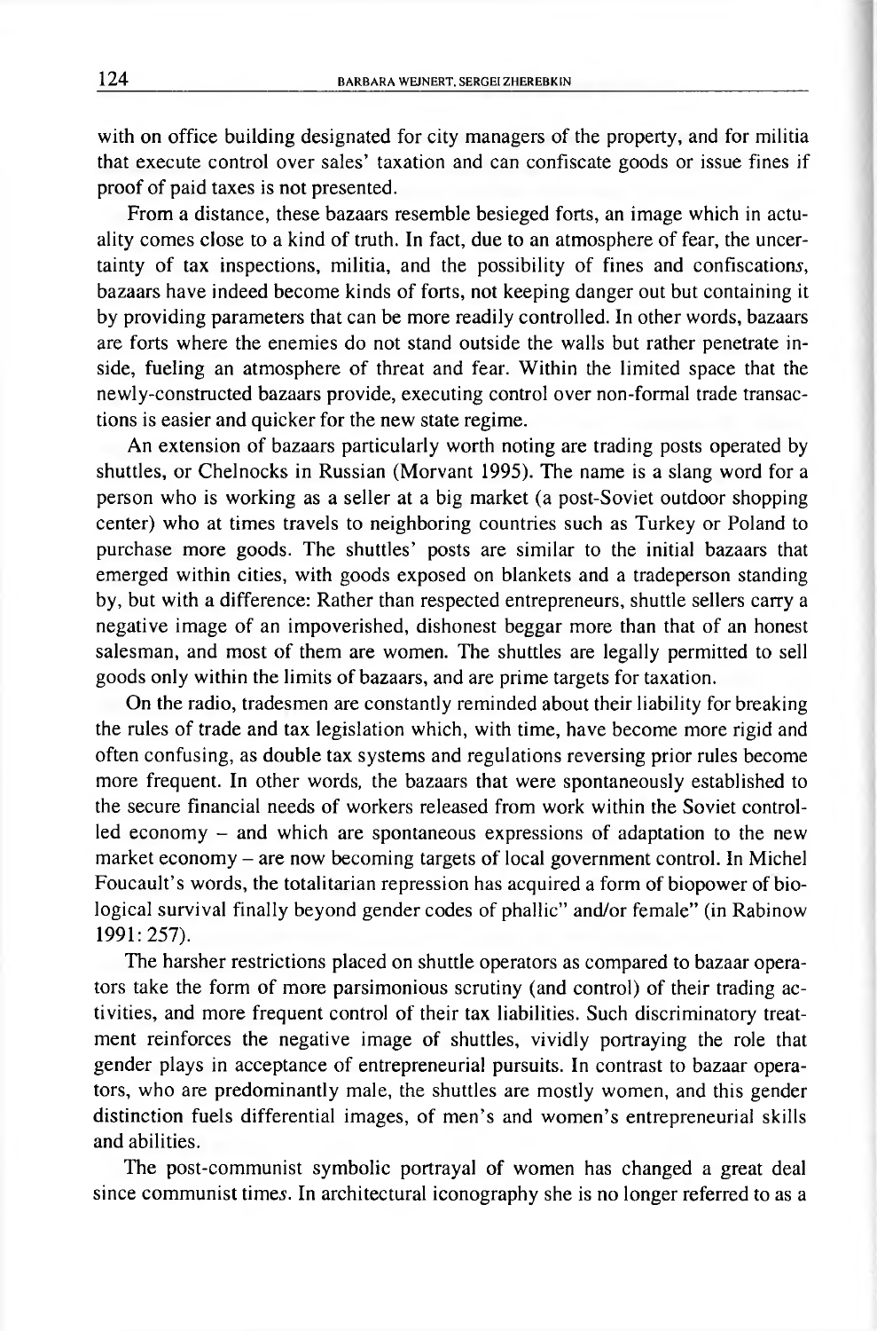with on office building designated for city managers of the property, and for militia that execute control over sales' taxation and can confiscate goods or issue fines if proof of paid taxes is not presented.

From a distance, these bazaars resemble besieged forts, an image which in actuality comes close to a kind of truth. In fact, due to an atmosphere of fear, the uncertainty of tax inspections, militia, and the possibility of fines and confiscations, bazaars have indeed become kinds of forts, not keeping danger out but containing it by providing parameters that can be more readily controlled. In other words, bazaars are forts where the enemies do not stand outside the walls but rather penetrate inside, fueling an atmosphere of threat and fear. Within the limited space that the newly-constructed bazaars provide, executing control over non-formal trade transactions is easier and quicker for the new state regime.

An extension of bazaars particularly worth noting are trading posts operated by shuttles, or Chelnocks in Russian (Morvant 1995). The name is a slang word for a person who is working as a seller at a big market (a post-Soviet outdoor shopping center) who at times travels to neighboring countries such as Turkey or Poland to purchase more goods. The shuttles' posts are similar to the initial bazaars that emerged within cities, with goods exposed on blankets and a tradeperson standing by, but with a difference: Rather than respected entrepreneurs, shuttle sellers carry a negative image of an impoverished, dishonest beggar more than that of an honest salesman, and most of them are women. The shuttles are legally permitted to sell goods only within the limits of bazaars, and are prime targets for taxation.

On the radio, tradesmen are constantly reminded about their liability for breaking the rules of trade and tax legislation which, with time, have become more rigid and often confusing, as double tax systems and regulations reversing prior rules become more frequent. In other words, the bazaars that were spontaneously established to the secure financial needs of workers released from work within the Soviet controlled economy – and which are spontaneous expressions of adaptation to the new market economy – are now becoming targets of local government control. In Michel Foucault's words, the totalitarian repression has acquired a form of biopower of biological survival finally beyond gender codes of phallic" and/or female" (in Rabinow 1991: 257).

The harsher restrictions placed on shuttle operators as compared to bazaar operators take the form of more parsimonious scrutiny (and control) of their trading activities, and more frequent control of their tax liabilities. Such discriminatory treatment reinforces the negative image of shuttles, vividly portraying the role that gender plays in acceptance of entrepreneurial pursuits. In contrast to bazaar operators, who are predominantly male, the shuttles are mostly women, and this gender distinction fuels differential images, of men's and women's entrepreneurial skills and abilities.

The post-communist symbolic portrayal of women has changed a great deal since communist times. In architectural iconography she is no longer referred to as a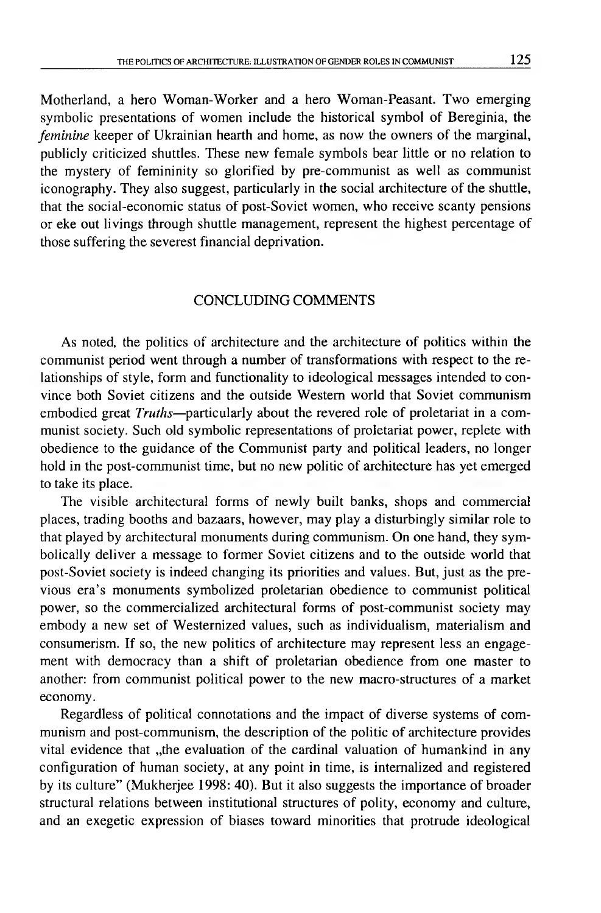Motherland, a hero Woman-Worker and a hero Woman-Peasant. Two emerging symbolic presentations of women include the historical symbol of Bereginia, the *feminine* keeper of Ukrainian hearth and home, as now the owners of the marginal, publicly criticized shuttles. These new female symbols bear little or no relation to the mystery of femininity so glorified by pre-communist as well as communist iconography. They also suggest, particularly in the social architecture of the shuttle, that the social-economic status of post-Soviet women, who receive scanty pensions or eke out livings through shuttle management, represent the highest percentage of those suffering the severest financial deprivation.

## CONCLUDING COMMENTS

As noted, the politics of architecture and the architecture of politics within the communist period went through a number of transformations with respect to the relationships of style, form and functionality to ideological messages intended to convince both Soviet citizens and the outside Western world that Soviet communism embodied great *Truths*—particularly about the revered role of proletariat in a communist society. Such old symbolic representations of proletariat power, replete with obedience to the guidance of the Communist party and political leaders, no longer hold in the post-communist time, but no new politic of architecture has yet emerged to take its place.

The visible architectural forms of newly built banks, shops and commercial places, trading booths and bazaars, however, may play a disturbingly similar role to that played by architectural monuments during communism. On one hand, they symbolically deliver a message to former Soviet citizens and to the outside world that post-Soviet society is indeed changing its priorities and values. But, just as the previous era's monuments symbolized proletarian obedience to communist political power, so the commercialized architectural forms of post-communist society may embody a new set of Westernized values, such as individualism, materialism and consumerism. If so, the new politics of architecture may represent less an engagement with democracy than a shift of proletarian obedience from one master to another: from communist political power to the new macro-structures of a market economy.

Regardless of political connotations and the impact of diverse systems of communism and post-communism, the description of the politic of architecture provides vital evidence that „the evaluation of the cardinal valuation of humankind in any configuration of human society, at any point in time, is internalized and registered by its culture" (Mukherjee 1998: 40). But it also suggests the importance of broader structural relations between institutional structures of polity, economy and culture, and an exegetic expression of biases toward minorities that protrude ideological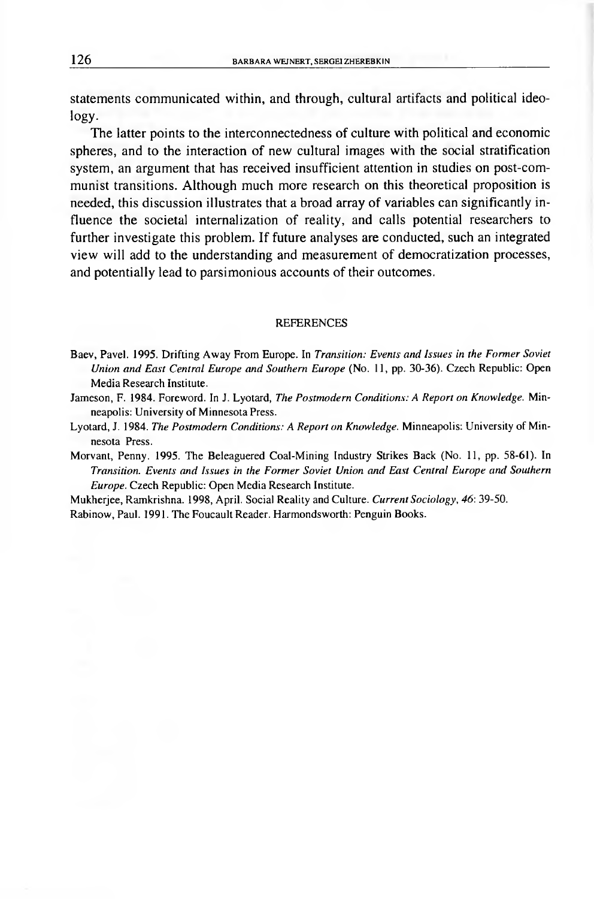statements communicated within, and through, cultural artifacts and political ideology.

The latter points to the interconnectedness of culture with political and economic spheres, and to the interaction of new cultural images with the social stratification system, an argument that has received insufficient attention in studies on post-communist transitions. Although much more research on this theoretical proposition is needed, this discussion illustrates that a broad array of variables can significantly influence the societal internalization of reality, and calls potential researchers to further investigate this problem. If future analyses are conducted, such an integrated view will add to the understanding and measurement of democratization processes, and potentially lead to parsimonious accounts of their outcomes.

## REFERENCES

Baev, Pavel. 1995. Drifting Away From Europe. In *Transition: Events and Issues in the Former Soviet Union and East Central Europe and Southern Europe* (No. 11, pp. 30-36). Czech Republic: Open Media Research Institute.

Jameson, F. 1984. Foreword. In J. Lyotard, *The Postmodern Conditions: A Report on Knowledge*. Minneapolis: University of Minnesota Press.

Lyotard, J. 1984. *The Postmodern Conditions: A Report on Knowledge*. Minneapolis: University of Minnesota Press.

Morvant, Penny. 1995. The Beleaguered Coal-Mining Industry Strikes Back (No. 11, pp. 58-61). In *Transition. Events and Issues in the Former Soviet Union and East Central Europe and Southern Europe*. Czech Republic: Open Media Research Institute.

Mukherjee, Ramkrishna. 1998, April. Social Reality and Culture. *Current Sociology, 46*: 39-50.

Rabinow, Paul. 1991. The Foucault Reader. Harmondsworth: Penguin Books.